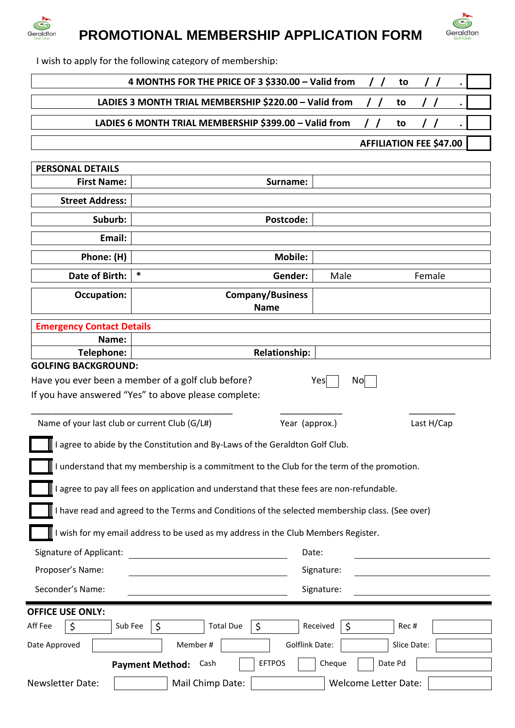# PROMOTIONAL MEMBERSHIP APPLICATION FORM

I wish to apply for the following category of membership:

| | |
|---|---|
| **4 MONTHS FOR THE PRICE OF 3 $330.00 – Valid from / / to / / .** | |
| **LADIES 3 MONTH TRIAL MEMBERSHIP $220.00 – Valid from / / to / / .** | |
| **LADIES 6 MONTH TRIAL MEMBERSHIP $399.00 – Valid from / / to / / .** | |
| **AFFILIATION FEE $47.00** | |

| **PERSONAL DETAILS** | | | |
|---|---|---|---|
| **First Name:** | | **Surname:** | |
| **Street Address:** | | | |
| **Suburb:** | | **Postcode:** | |
| **Email:** | | | |
| **Phone: (H)** | | **Mobile:** | |
| **Date of Birth:** | * | **Gender:** | Male Female |
| **Occupation:** | | **Company/Business Name** | |

| **Emergency Contact Details** | | | |
|---|---|---|---|
| **Name:** | | | |
| **Telephone:** | | **Relationship:** | |

**GOLFING BACKGROUND:**

Have you ever been a member of a golf club before? Yes ☐ No ☐

If you have answered "Yes" to above please complete:

\_\_\_\_\_\_\_\_\_\_\_\_\_\_\_\_\_\_\_\_\_\_\_\_\_\_\_\_\_\_\_\_\_\_\_\_\_\_\_\_ \_\_\_\_\_\_\_\_\_\_\_\_ \_\_\_\_\_\_\_\_\_

Name of your last club or current Club (G/L#) Year (approx.) Last H/Cap

☐ I agree to abide by the Constitution and By-Laws of the Geraldton Golf Club.

☐ I understand that my membership is a commitment to the Club for the term of the promotion.

☐ I agree to pay all fees on application and understand that these fees are non-refundable.

☐ I have read and agreed to the Terms and Conditions of the selected membership class. (See over)

☐ I wish for my email address to be used as my address in the Club Members Register.

Signature of Applicant: \_\_\_\_\_\_\_\_\_\_\_\_\_\_\_\_\_\_\_\_ Date: \_\_\_\_\_\_\_\_\_\_\_\_\_\_\_\_\_\_\_\_

Proposer's Name: \_\_\_\_\_\_\_\_\_\_\_\_\_\_\_\_\_\_\_\_ Signature: \_\_\_\_\_\_\_\_\_\_\_\_\_\_\_\_\_\_\_\_

Seconder's Name: \_\_\_\_\_\_\_\_\_\_\_\_\_\_\_\_\_\_\_\_ Signature: \_\_\_\_\_\_\_\_\_\_\_\_\_\_\_\_\_\_\_\_

---

**OFFICE USE ONLY:**

Aff Fee $ \_\_\_\_ Sub Fee $ \_\_\_\_ Total Due $ \_\_\_\_ Received $ \_\_\_\_ Rec # \_\_\_\_

Date Approved \_\_\_\_ Member # \_\_\_\_ Golflink Date: \_\_\_\_ Slice Date: \_\_\_\_

**Payment Method:** Cash ☐ EFTPOS ☐ Cheque ☐ Date Pd \_\_\_\_

Newsletter Date: \_\_\_\_ Mail Chimp Date: \_\_\_\_ Welcome Letter Date: \_\_\_\_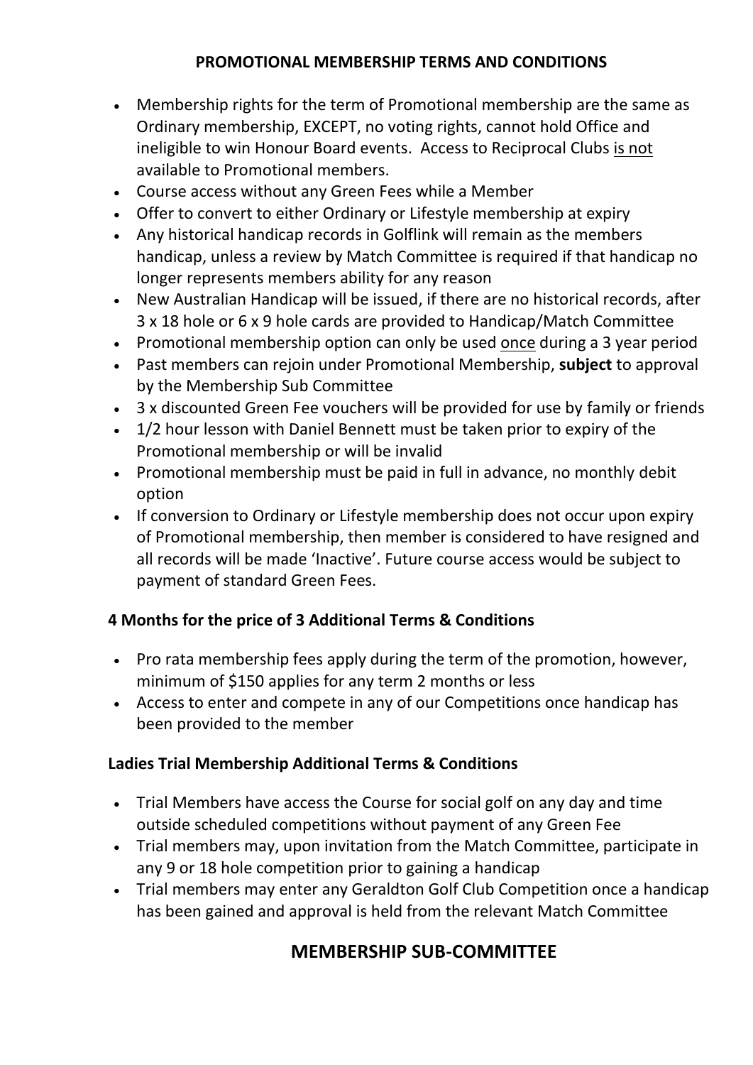## PROMOTIONAL MEMBERSHIP TERMS AND CONDITIONS

- Membership rights for the term of Promotional membership are the same as Ordinary membership, EXCEPT, no voting rights, cannot hold Office and ineligible to win Honour Board events. Access to Reciprocal Clubs <u>is not</u> available to Promotional members.
- Course access without any Green Fees while a Member
- Offer to convert to either Ordinary or Lifestyle membership at expiry
- Any historical handicap records in Golflink will remain as the members handicap, unless a review by Match Committee is required if that handicap no longer represents members ability for any reason
- New Australian Handicap will be issued, if there are no historical records, after 3 x 18 hole or 6 x 9 hole cards are provided to Handicap/Match Committee
- Promotional membership option can only be used <u>once</u> during a 3 year period
- Past members can rejoin under Promotional Membership, **subject** to approval by the Membership Sub Committee
- 3 x discounted Green Fee vouchers will be provided for use by family or friends
- 1/2 hour lesson with Daniel Bennett must be taken prior to expiry of the Promotional membership or will be invalid
- Promotional membership must be paid in full in advance, no monthly debit option
- If conversion to Ordinary or Lifestyle membership does not occur upon expiry of Promotional membership, then member is considered to have resigned and all records will be made 'Inactive'. Future course access would be subject to payment of standard Green Fees.

### 4 Months for the price of 3 Additional Terms & Conditions

- Pro rata membership fees apply during the term of the promotion, however, minimum of $150 applies for any term 2 months or less
- Access to enter and compete in any of our Competitions once handicap has been provided to the member

### Ladies Trial Membership Additional Terms & Conditions

- Trial Members have access the Course for social golf on any day and time outside scheduled competitions without payment of any Green Fee
- Trial members may, upon invitation from the Match Committee, participate in any 9 or 18 hole competition prior to gaining a handicap
- Trial members may enter any Geraldton Golf Club Competition once a handicap has been gained and approval is held from the relevant Match Committee

## MEMBERSHIP SUB-COMMITTEE